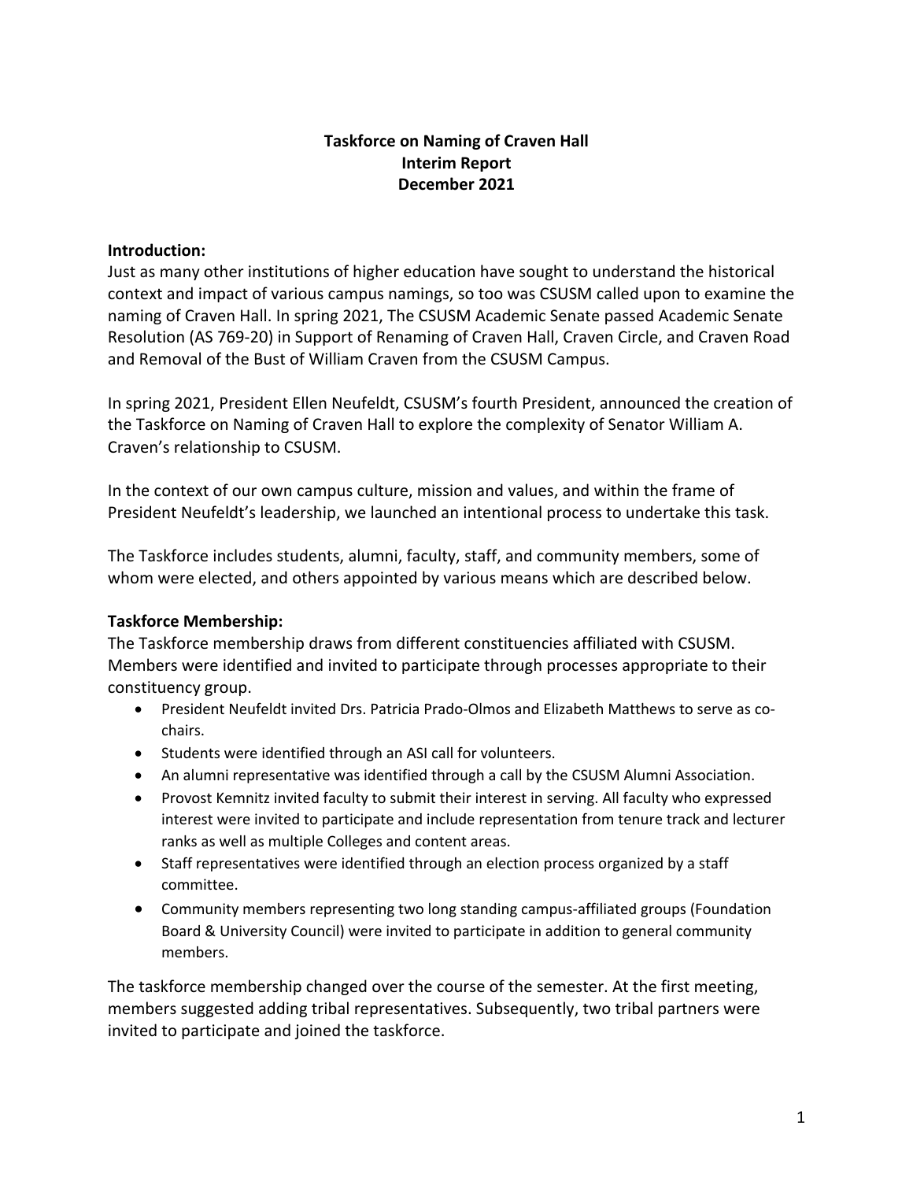# Taskforce on Naming of Craven Hall
# Interim Report
# December 2021

**Introduction:**

Just as many other institutions of higher education have sought to understand the historical context and impact of various campus namings, so too was CSUSM called upon to examine the naming of Craven Hall. In spring 2021, The CSUSM Academic Senate passed Academic Senate Resolution (AS 769-20) in Support of Renaming of Craven Hall, Craven Circle, and Craven Road and Removal of the Bust of William Craven from the CSUSM Campus.

In spring 2021, President Ellen Neufeldt, CSUSM's fourth President, announced the creation of the Taskforce on Naming of Craven Hall to explore the complexity of Senator William A. Craven's relationship to CSUSM.

In the context of our own campus culture, mission and values, and within the frame of President Neufeldt's leadership, we launched an intentional process to undertake this task.

The Taskforce includes students, alumni, faculty, staff, and community members, some of whom were elected, and others appointed by various means which are described below.

**Taskforce Membership:**

The Taskforce membership draws from different constituencies affiliated with CSUSM. Members were identified and invited to participate through processes appropriate to their constituency group.

- President Neufeldt invited Drs. Patricia Prado-Olmos and Elizabeth Matthews to serve as co-chairs.
- Students were identified through an ASI call for volunteers.
- An alumni representative was identified through a call by the CSUSM Alumni Association.
- Provost Kemnitz invited faculty to submit their interest in serving. All faculty who expressed interest were invited to participate and include representation from tenure track and lecturer ranks as well as multiple Colleges and content areas.
- Staff representatives were identified through an election process organized by a staff committee.
- Community members representing two long standing campus-affiliated groups (Foundation Board & University Council) were invited to participate in addition to general community members.

The taskforce membership changed over the course of the semester. At the first meeting, members suggested adding tribal representatives. Subsequently, two tribal partners were invited to participate and joined the taskforce.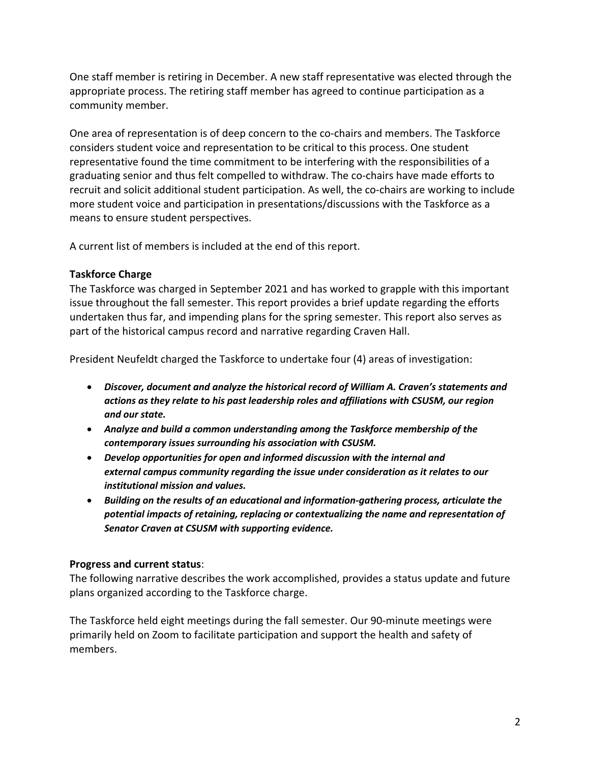One staff member is retiring in December. A new staff representative was elected through the appropriate process. The retiring staff member has agreed to continue participation as a community member.

One area of representation is of deep concern to the co-chairs and members. The Taskforce considers student voice and representation to be critical to this process. One student representative found the time commitment to be interfering with the responsibilities of a graduating senior and thus felt compelled to withdraw. The co-chairs have made efforts to recruit and solicit additional student participation. As well, the co-chairs are working to include more student voice and participation in presentations/discussions with the Taskforce as a means to ensure student perspectives.

A current list of members is included at the end of this report.

**Taskforce Charge**

The Taskforce was charged in September 2021 and has worked to grapple with this important issue throughout the fall semester. This report provides a brief update regarding the efforts undertaken thus far, and impending plans for the spring semester. This report also serves as part of the historical campus record and narrative regarding Craven Hall.

President Neufeldt charged the Taskforce to undertake four (4) areas of investigation:

- ***Discover, document and analyze the historical record of William A. Craven's statements and actions as they relate to his past leadership roles and affiliations with CSUSM, our region and our state.***
- ***Analyze and build a common understanding among the Taskforce membership of the contemporary issues surrounding his association with CSUSM.***
- ***Develop opportunities for open and informed discussion with the internal and external campus community regarding the issue under consideration as it relates to our institutional mission and values.***
- ***Building on the results of an educational and information-gathering process, articulate the potential impacts of retaining, replacing or contextualizing the name and representation of Senator Craven at CSUSM with supporting evidence.***

**Progress and current status**:

The following narrative describes the work accomplished, provides a status update and future plans organized according to the Taskforce charge.

The Taskforce held eight meetings during the fall semester. Our 90-minute meetings were primarily held on Zoom to facilitate participation and support the health and safety of members.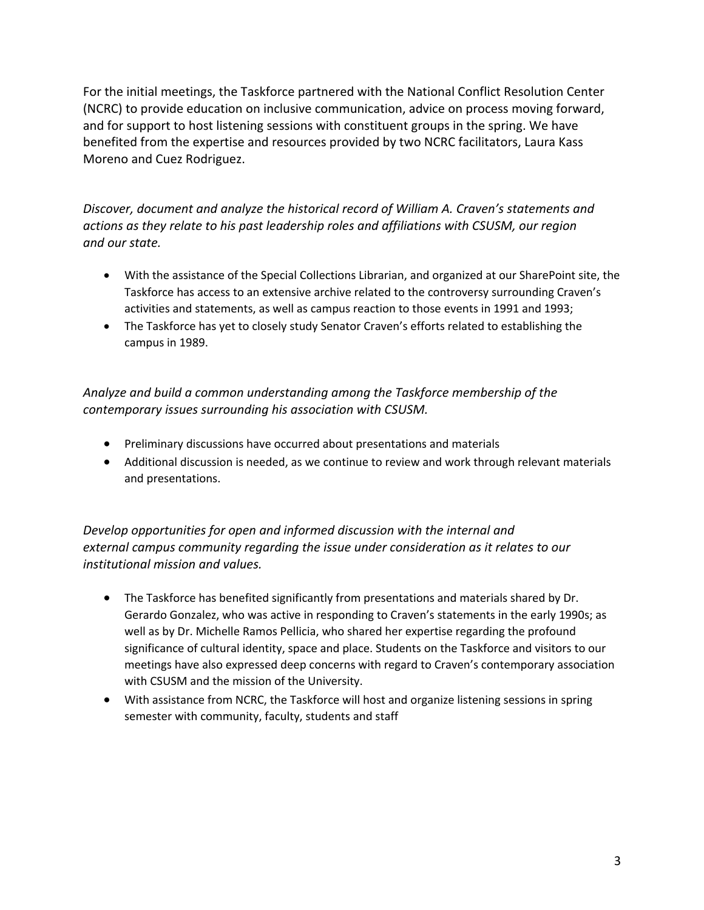For the initial meetings, the Taskforce partnered with the National Conflict Resolution Center (NCRC) to provide education on inclusive communication, advice on process moving forward, and for support to host listening sessions with constituent groups in the spring. We have benefited from the expertise and resources provided by two NCRC facilitators, Laura Kass Moreno and Cuez Rodriguez.

*Discover, document and analyze the historical record of William A. Craven's statements and actions as they relate to his past leadership roles and affiliations with CSUSM, our region and our state.*

- With the assistance of the Special Collections Librarian, and organized at our SharePoint site, the Taskforce has access to an extensive archive related to the controversy surrounding Craven's activities and statements, as well as campus reaction to those events in 1991 and 1993;
- The Taskforce has yet to closely study Senator Craven's efforts related to establishing the campus in 1989.

*Analyze and build a common understanding among the Taskforce membership of the contemporary issues surrounding his association with CSUSM.*

- Preliminary discussions have occurred about presentations and materials
- Additional discussion is needed, as we continue to review and work through relevant materials and presentations.

*Develop opportunities for open and informed discussion with the internal and external campus community regarding the issue under consideration as it relates to our institutional mission and values.*

- The Taskforce has benefited significantly from presentations and materials shared by Dr. Gerardo Gonzalez, who was active in responding to Craven's statements in the early 1990s; as well as by Dr. Michelle Ramos Pellicia, who shared her expertise regarding the profound significance of cultural identity, space and place. Students on the Taskforce and visitors to our meetings have also expressed deep concerns with regard to Craven's contemporary association with CSUSM and the mission of the University.
- With assistance from NCRC, the Taskforce will host and organize listening sessions in spring semester with community, faculty, students and staff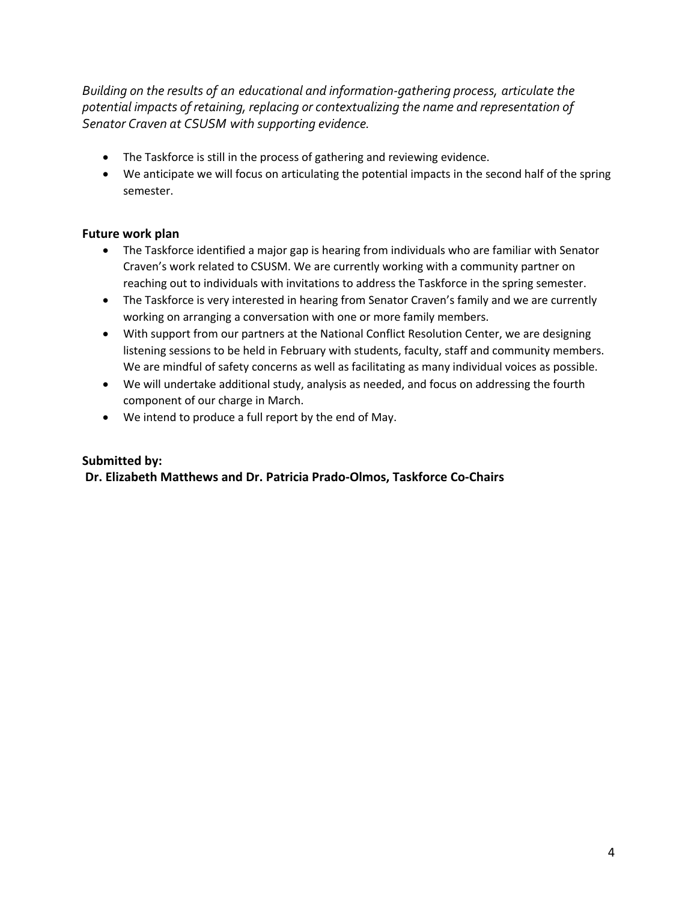*Building on the results of an educational and information-gathering process, articulate the potential impacts of retaining, replacing or contextualizing the name and representation of Senator Craven at CSUSM with supporting evidence.*

- The Taskforce is still in the process of gathering and reviewing evidence.
- We anticipate we will focus on articulating the potential impacts in the second half of the spring semester.

**Future work plan**

- The Taskforce identified a major gap is hearing from individuals who are familiar with Senator Craven's work related to CSUSM. We are currently working with a community partner on reaching out to individuals with invitations to address the Taskforce in the spring semester.
- The Taskforce is very interested in hearing from Senator Craven's family and we are currently working on arranging a conversation with one or more family members.
- With support from our partners at the National Conflict Resolution Center, we are designing listening sessions to be held in February with students, faculty, staff and community members. We are mindful of safety concerns as well as facilitating as many individual voices as possible.
- We will undertake additional study, analysis as needed, and focus on addressing the fourth component of our charge in March.
- We intend to produce a full report by the end of May.

**Submitted by:**
**Dr. Elizabeth Matthews and Dr. Patricia Prado-Olmos, Taskforce Co-Chairs**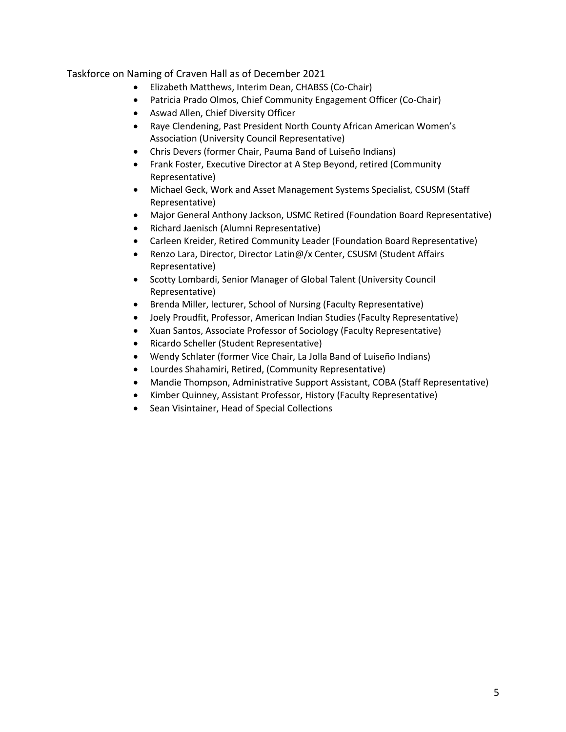Taskforce on Naming of Craven Hall as of December 2021

- Elizabeth Matthews, Interim Dean, CHABSS (Co-Chair)
- Patricia Prado Olmos, Chief Community Engagement Officer (Co-Chair)
- Aswad Allen, Chief Diversity Officer
- Raye Clendening, Past President North County African American Women's Association (University Council Representative)
- Chris Devers (former Chair, Pauma Band of Luiseño Indians)
- Frank Foster, Executive Director at A Step Beyond, retired (Community Representative)
- Michael Geck, Work and Asset Management Systems Specialist, CSUSM (Staff Representative)
- Major General Anthony Jackson, USMC Retired (Foundation Board Representative)
- Richard Jaenisch (Alumni Representative)
- Carleen Kreider, Retired Community Leader (Foundation Board Representative)
- Renzo Lara, Director, Director Latin@/x Center, CSUSM (Student Affairs Representative)
- Scotty Lombardi, Senior Manager of Global Talent (University Council Representative)
- Brenda Miller, lecturer, School of Nursing (Faculty Representative)
- Joely Proudfit, Professor, American Indian Studies (Faculty Representative)
- Xuan Santos, Associate Professor of Sociology (Faculty Representative)
- Ricardo Scheller (Student Representative)
- Wendy Schlater (former Vice Chair, La Jolla Band of Luiseño Indians)
- Lourdes Shahamiri, Retired, (Community Representative)
- Mandie Thompson, Administrative Support Assistant, COBA (Staff Representative)
- Kimber Quinney, Assistant Professor, History (Faculty Representative)
- Sean Visintainer, Head of Special Collections